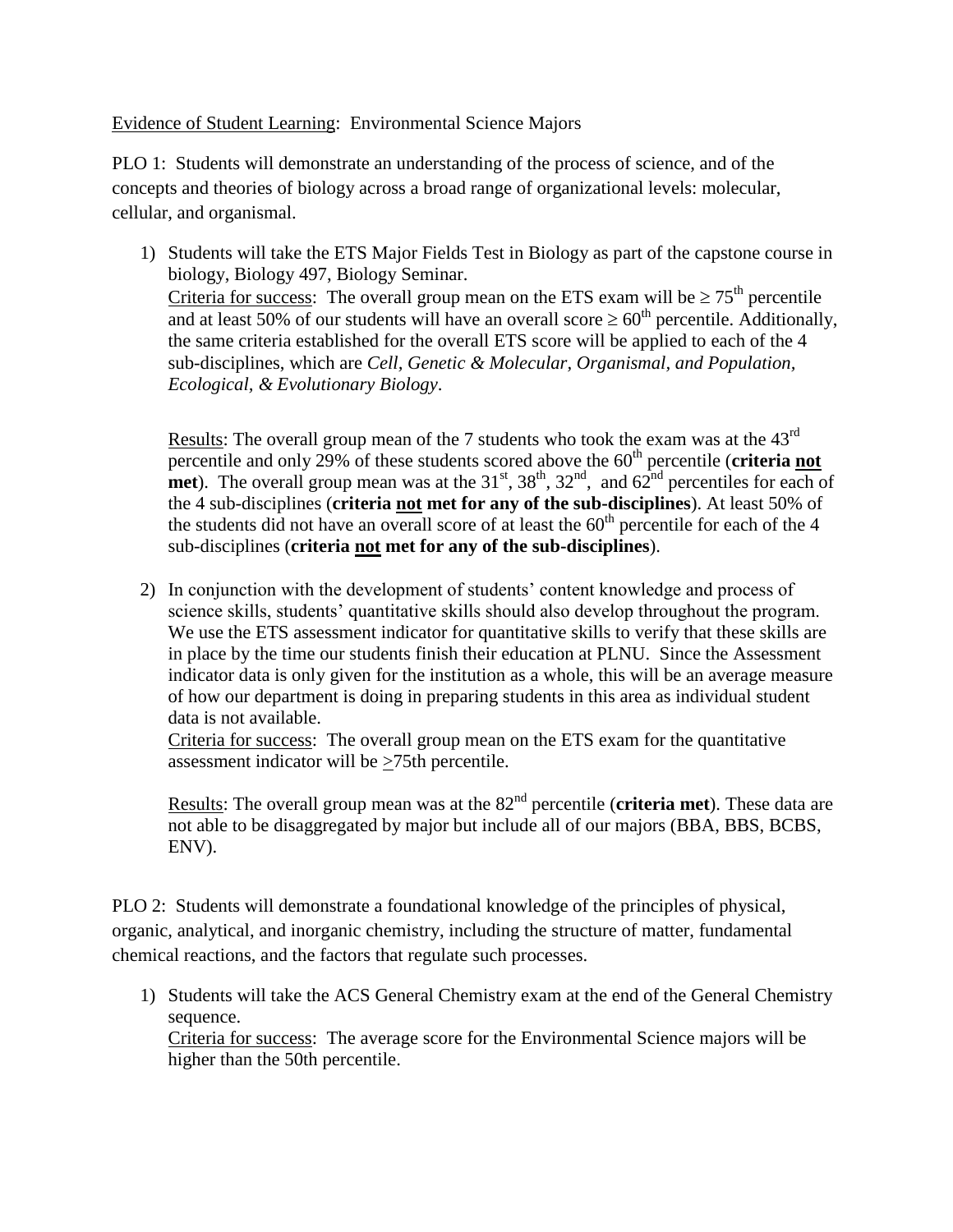<u>Evidence of Student Learning</u>: Environmental Science Majors

PLO 1: Students will demonstrate an understanding of the process of science, and of the concepts and theories of biology across a broad range of organizational levels: molecular, cellular, and organismal.

1) Students will take the ETS Major Fields Test in Biology as part of the capstone course in biology, Biology 497, Biology Seminar.
   <u>Criteria for success</u>: The overall group mean on the ETS exam will be ≥ 75th percentile and at least 50% of our students will have an overall score ≥ 60th percentile. Additionally, the same criteria established for the overall ETS score will be applied to each of the 4 sub-disciplines, which are *Cell, Genetic & Molecular, Organismal, and Population, Ecological, & Evolutionary Biology*.

   <u>Results</u>: The overall group mean of the 7 students who took the exam was at the 43rd percentile and only 29% of these students scored above the 60th percentile (**criteria <u>not</u> met**). The overall group mean was at the 31st, 38th, 32nd, and 62nd percentiles for each of the 4 sub-disciplines (**criteria <u>not</u> met for any of the sub-disciplines**). At least 50% of the students did not have an overall score of at least the 60th percentile for each of the 4 sub-disciplines (**criteria <u>not</u> met for any of the sub-disciplines**).

2) In conjunction with the development of students' content knowledge and process of science skills, students' quantitative skills should also develop throughout the program. We use the ETS assessment indicator for quantitative skills to verify that these skills are in place by the time our students finish their education at PLNU. Since the Assessment indicator data is only given for the institution as a whole, this will be an average measure of how our department is doing in preparing students in this area as individual student data is not available.
   <u>Criteria for success</u>: The overall group mean on the ETS exam for the quantitative assessment indicator will be ≥75th percentile.

   <u>Results</u>: The overall group mean was at the 82nd percentile (**criteria met**). These data are not able to be disaggregated by major but include all of our majors (BBA, BBS, BCBS, ENV).

PLO 2: Students will demonstrate a foundational knowledge of the principles of physical, organic, analytical, and inorganic chemistry, including the structure of matter, fundamental chemical reactions, and the factors that regulate such processes.

1) Students will take the ACS General Chemistry exam at the end of the General Chemistry sequence.
   <u>Criteria for success</u>: The average score for the Environmental Science majors will be higher than the 50th percentile.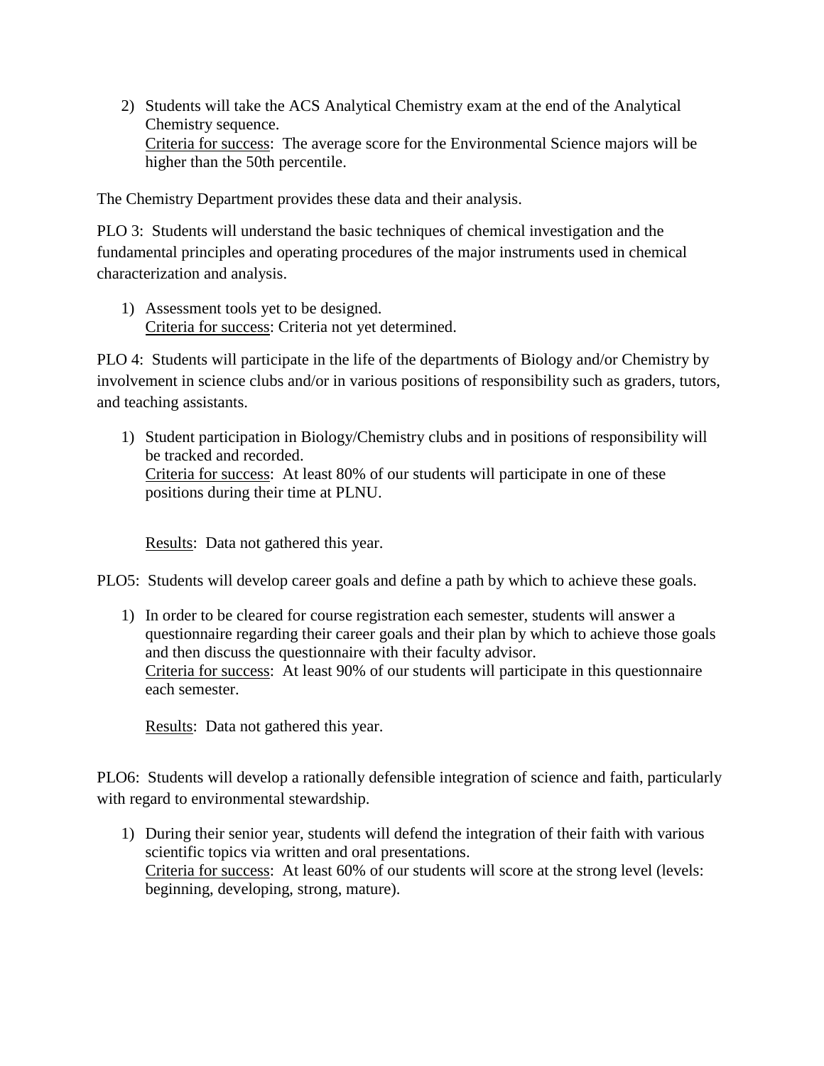2) Students will take the ACS Analytical Chemistry exam at the end of the Analytical Chemistry sequence.
   <u>Criteria for success</u>: The average score for the Environmental Science majors will be higher than the 50th percentile.

The Chemistry Department provides these data and their analysis.

PLO 3: Students will understand the basic techniques of chemical investigation and the fundamental principles and operating procedures of the major instruments used in chemical characterization and analysis.

1) Assessment tools yet to be designed.
   <u>Criteria for success</u>: Criteria not yet determined.

PLO 4: Students will participate in the life of the departments of Biology and/or Chemistry by involvement in science clubs and/or in various positions of responsibility such as graders, tutors, and teaching assistants.

1) Student participation in Biology/Chemistry clubs and in positions of responsibility will be tracked and recorded.
   <u>Criteria for success</u>: At least 80% of our students will participate in one of these positions during their time at PLNU.

   <u>Results</u>: Data not gathered this year.

PLO5: Students will develop career goals and define a path by which to achieve these goals.

1) In order to be cleared for course registration each semester, students will answer a questionnaire regarding their career goals and their plan by which to achieve those goals and then discuss the questionnaire with their faculty advisor.
   <u>Criteria for success</u>: At least 90% of our students will participate in this questionnaire each semester.

   <u>Results</u>: Data not gathered this year.

PLO6: Students will develop a rationally defensible integration of science and faith, particularly with regard to environmental stewardship.

1) During their senior year, students will defend the integration of their faith with various scientific topics via written and oral presentations.
   <u>Criteria for success</u>: At least 60% of our students will score at the strong level (levels: beginning, developing, strong, mature).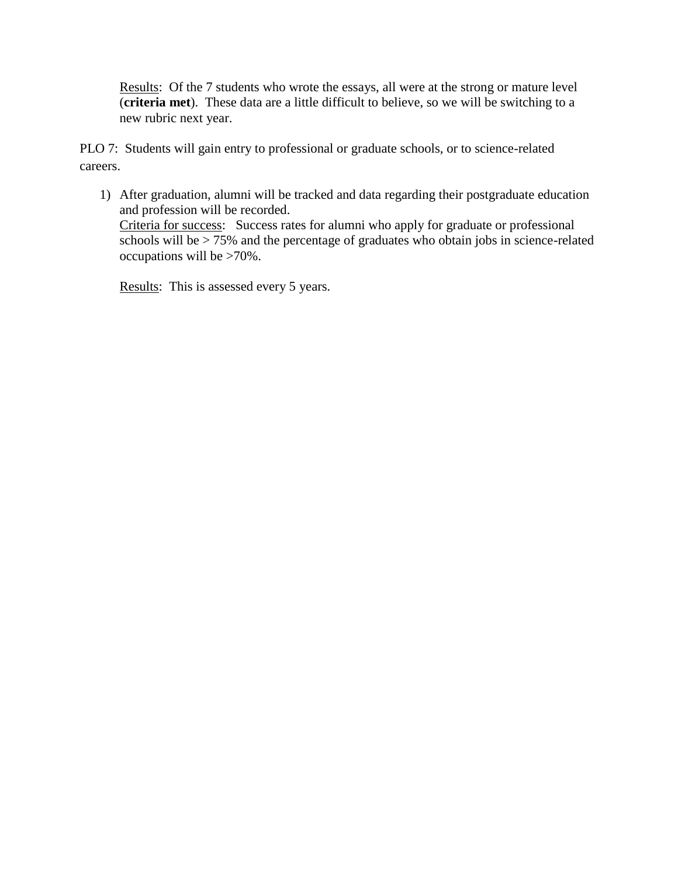Results: Of the 7 students who wrote the essays, all were at the strong or mature level (**criteria met**). These data are a little difficult to believe, so we will be switching to a new rubric next year.

PLO 7: Students will gain entry to professional or graduate schools, or to science-related careers.

1) After graduation, alumni will be tracked and data regarding their postgraduate education and profession will be recorded.
   Criteria for success: Success rates for alumni who apply for graduate or professional schools will be > 75% and the percentage of graduates who obtain jobs in science-related occupations will be >70%.

   Results: This is assessed every 5 years.